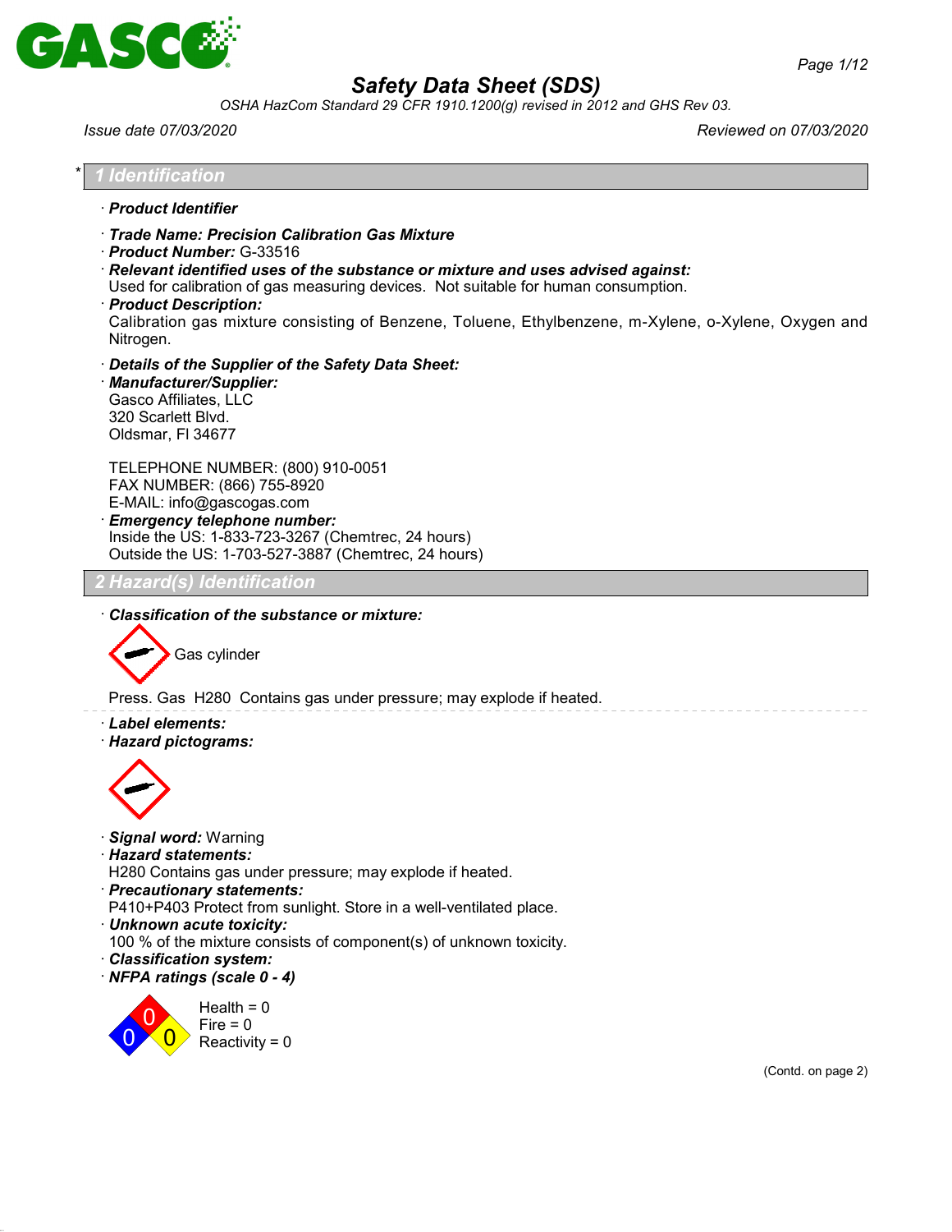**GASCO**

# Safety Data Sheet (SDS)

*OSHA HazCom Standard 29 CFR 1910.1200(g) revised in 2012 and GHS Rev 03.*

*Issue date 07/03/2020* — *Reviewed on 07/03/2020*

## * 1 Identification

· ***Product Identifier***

· ***Trade Name: Precision Calibration Gas Mixture***

· ***Product Number:*** G-33516

· ***Relevant identified uses of the substance or mixture and uses advised against:***
Used for calibration of gas measuring devices. Not suitable for human consumption.

· ***Product Description:***
Calibration gas mixture consisting of Benzene, Toluene, Ethylbenzene, m-Xylene, o-Xylene, Oxygen and Nitrogen.

· ***Details of the Supplier of the Safety Data Sheet:***

· ***Manufacturer/Supplier:***
Gasco Affiliates, LLC
320 Scarlett Blvd.
Oldsmar, Fl 34677

TELEPHONE NUMBER: (800) 910-0051
FAX NUMBER: (866) 755-8920
E-MAIL: info@gascogas.com

· ***Emergency telephone number:***
Inside the US: 1-833-723-3267 (Chemtrec, 24 hours)
Outside the US: 1-703-527-3887 (Chemtrec, 24 hours)

## 2 Hazard(s) Identification

· ***Classification of the substance or mixture:***

Gas cylinder

Press. Gas H280 Contains gas under pressure; may explode if heated.

· ***Label elements:***

· ***Hazard pictograms:***

· ***Signal word:*** Warning

· ***Hazard statements:***
H280 Contains gas under pressure; may explode if heated.

· ***Precautionary statements:***
P410+P403 Protect from sunlight. Store in a well-ventilated place.

· ***Unknown acute toxicity:***
100 % of the mixture consists of component(s) of unknown toxicity.

· ***Classification system:***

· ***NFPA ratings (scale 0 - 4)***

Health = 0
Fire = 0
Reactivity = 0

(Contd. on page 2)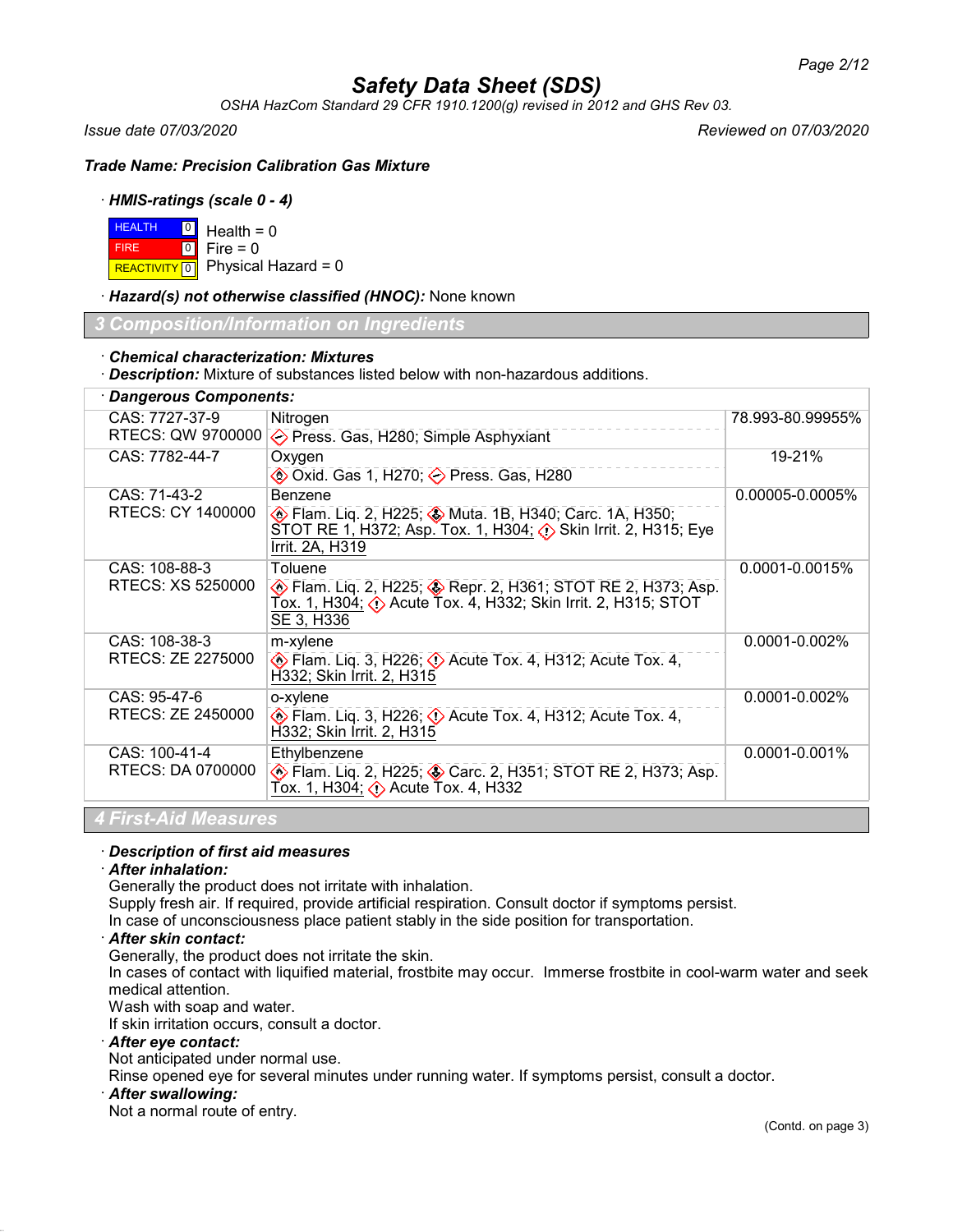# Safety Data Sheet (SDS)

*OSHA HazCom Standard 29 CFR 1910.1200(g) revised in 2012 and GHS Rev 03.*

*Issue date 07/03/2020* — *Reviewed on 07/03/2020*

***Trade Name: Precision Calibration Gas Mixture***

· ***HMIS-ratings (scale 0 - 4)***

| | | |
|---|---|---|
| HEALTH | 0 | Health = 0 |
| FIRE | 0 | Fire = 0 |
| REACTIVITY | 0 | Physical Hazard = 0 |

· ***Hazard(s) not otherwise classified (HNOC):*** None known

## 3 Composition/Information on Ingredients

· ***Chemical characterization: Mixtures***

· ***Description:*** Mixture of substances listed below with non-hazardous additions.

· ***Dangerous Components:***

| CAS / RTECS | Component | % |
|---|---|---|
| CAS: 7727-37-9<br>RTECS: QW 9700000 | Nitrogen<br>Press. Gas, H280; Simple Asphyxiant | 78.993-80.99955% |
| CAS: 7782-44-7 | Oxygen<br>Oxid. Gas 1, H270; Press. Gas, H280 | 19-21% |
| CAS: 71-43-2<br>RTECS: CY 1400000 | Benzene<br>Flam. Liq. 2, H225; Muta. 1B, H340; Carc. 1A, H350; STOT RE 1, H372; Asp. Tox. 1, H304; Skin Irrit. 2, H315; Eye Irrit. 2A, H319 | 0.00005-0.0005% |
| CAS: 108-88-3<br>RTECS: XS 5250000 | Toluene<br>Flam. Liq. 2, H225; Repr. 2, H361; STOT RE 2, H373; Asp. Tox. 1, H304; Acute Tox. 4, H332; Skin Irrit. 2, H315; STOT SE 3, H336 | 0.0001-0.0015% |
| CAS: 108-38-3<br>RTECS: ZE 2275000 | m-xylene<br>Flam. Liq. 3, H226; Acute Tox. 4, H312; Acute Tox. 4, H332; Skin Irrit. 2, H315 | 0.0001-0.002% |
| CAS: 95-47-6<br>RTECS: ZE 2450000 | o-xylene<br>Flam. Liq. 3, H226; Acute Tox. 4, H312; Acute Tox. 4, H332; Skin Irrit. 2, H315 | 0.0001-0.002% |
| CAS: 100-41-4<br>RTECS: DA 0700000 | Ethylbenzene<br>Flam. Liq. 2, H225; Carc. 2, H351; STOT RE 2, H373; Asp. Tox. 1, H304; Acute Tox. 4, H332 | 0.0001-0.001% |

## 4 First-Aid Measures

· ***Description of first aid measures***

· ***After inhalation:***
Generally the product does not irritate with inhalation.
Supply fresh air. If required, provide artificial respiration. Consult doctor if symptoms persist.
In case of unconsciousness place patient stably in the side position for transportation.

· ***After skin contact:***
Generally, the product does not irritate the skin.
In cases of contact with liquified material, frostbite may occur. Immerse frostbite in cool-warm water and seek medical attention.
Wash with soap and water.
If skin irritation occurs, consult a doctor.

· ***After eye contact:***
Not anticipated under normal use.
Rinse opened eye for several minutes under running water. If symptoms persist, consult a doctor.

· ***After swallowing:***
Not a normal route of entry.

(Contd. on page 3)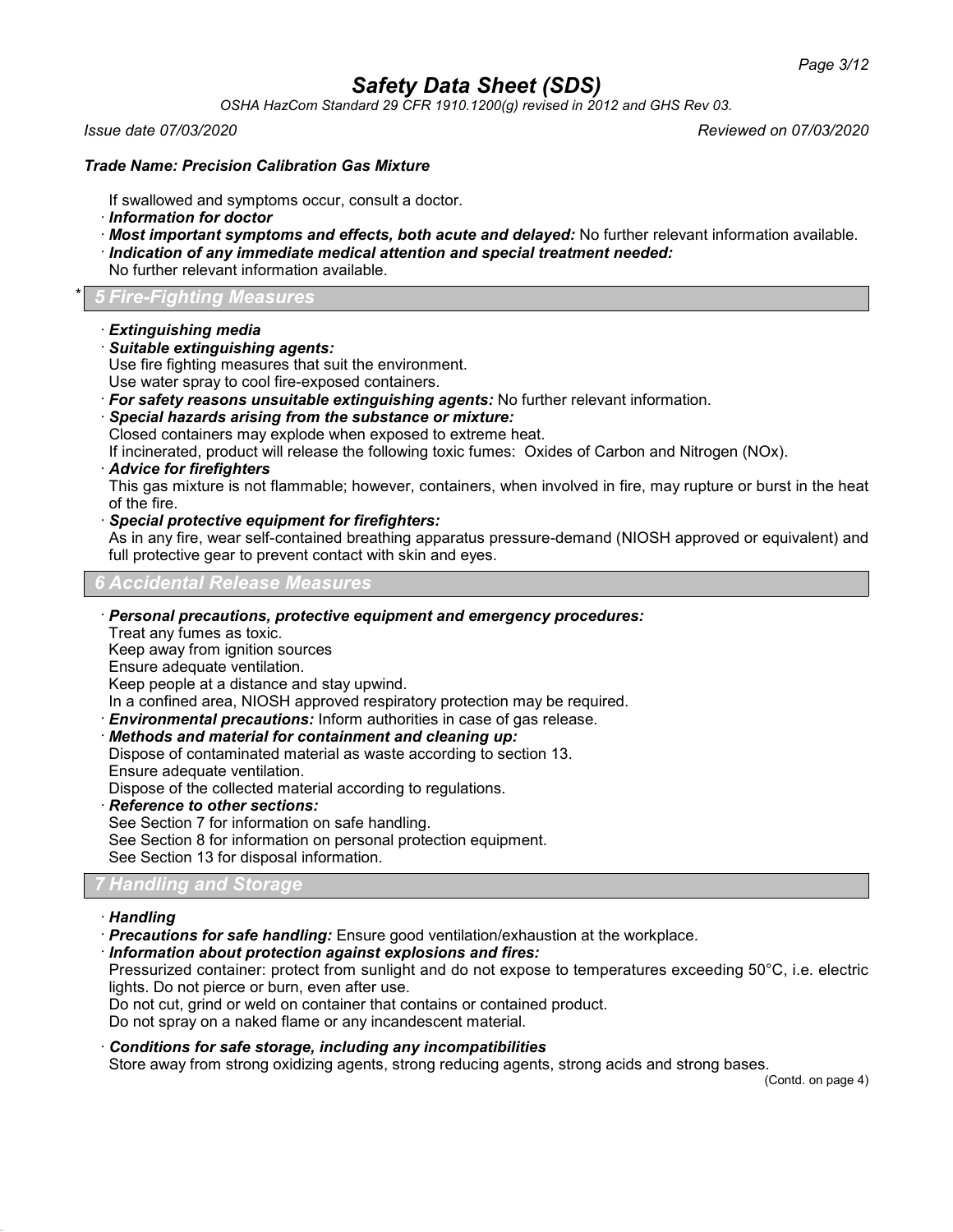*Trade Name: Precision Calibration Gas Mixture*

If swallowed and symptoms occur, consult a doctor.

· ***Information for doctor***

· ***Most important symptoms and effects, both acute and delayed:*** No further relevant information available.

· ***Indication of any immediate medical attention and special treatment needed:***
No further relevant information available.

## * 5 Fire-Fighting Measures

· ***Extinguishing media***

· ***Suitable extinguishing agents:***
Use fire fighting measures that suit the environment.
Use water spray to cool fire-exposed containers.

· ***For safety reasons unsuitable extinguishing agents:*** No further relevant information.

· ***Special hazards arising from the substance or mixture:***
Closed containers may explode when exposed to extreme heat.
If incinerated, product will release the following toxic fumes: Oxides of Carbon and Nitrogen (NOx).

· ***Advice for firefighters***
This gas mixture is not flammable; however, containers, when involved in fire, may rupture or burst in the heat of the fire.

· ***Special protective equipment for firefighters:***
As in any fire, wear self-contained breathing apparatus pressure-demand (NIOSH approved or equivalent) and full protective gear to prevent contact with skin and eyes.

## 6 Accidental Release Measures

· ***Personal precautions, protective equipment and emergency procedures:***
Treat any fumes as toxic.
Keep away from ignition sources
Ensure adequate ventilation.
Keep people at a distance and stay upwind.
In a confined area, NIOSH approved respiratory protection may be required.

· ***Environmental precautions:*** Inform authorities in case of gas release.

· ***Methods and material for containment and cleaning up:***
Dispose of contaminated material as waste according to section 13.
Ensure adequate ventilation.
Dispose of the collected material according to regulations.

· ***Reference to other sections:***
See Section 7 for information on safe handling.
See Section 8 for information on personal protection equipment.
See Section 13 for disposal information.

## 7 Handling and Storage

· ***Handling***

· ***Precautions for safe handling:*** Ensure good ventilation/exhaustion at the workplace.

· ***Information about protection against explosions and fires:***
Pressurized container: protect from sunlight and do not expose to temperatures exceeding 50°C, i.e. electric lights. Do not pierce or burn, even after use.
Do not cut, grind or weld on container that contains or contained product.
Do not spray on a naked flame or any incandescent material.

· ***Conditions for safe storage, including any incompatibilities***
Store away from strong oxidizing agents, strong reducing agents, strong acids and strong bases.

(Contd. on page 4)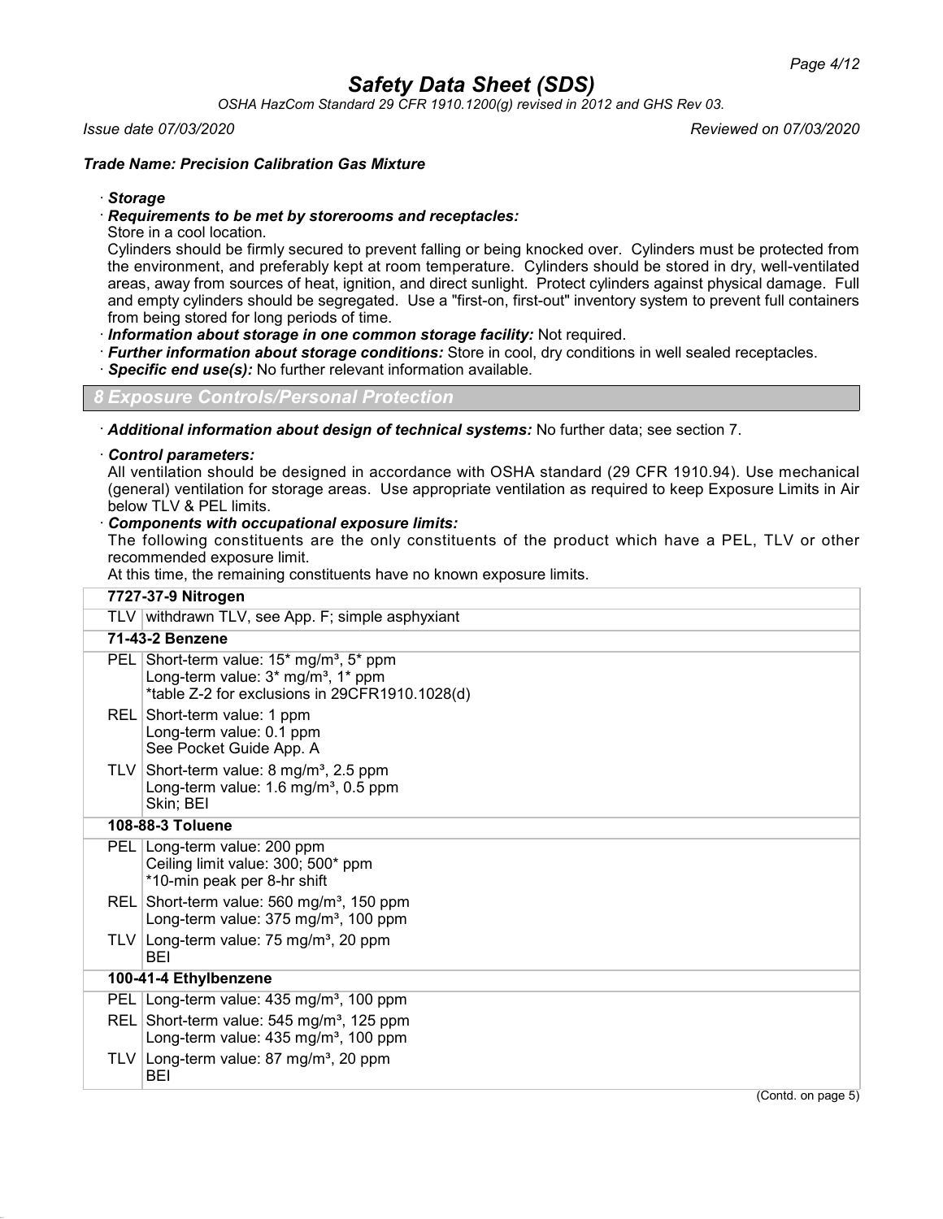*Issue date 07/03/2020*  *Reviewed on 07/03/2020*

***Trade Name: Precision Calibration Gas Mixture***

· ***Storage***

· ***Requirements to be met by storerooms and receptacles:***

Store in a cool location.

Cylinders should be firmly secured to prevent falling or being knocked over. Cylinders must be protected from the environment, and preferably kept at room temperature. Cylinders should be stored in dry, well-ventilated areas, away from sources of heat, ignition, and direct sunlight. Protect cylinders against physical damage. Full and empty cylinders should be segregated. Use a "first-on, first-out" inventory system to prevent full containers from being stored for long periods of time.

· ***Information about storage in one common storage facility:*** Not required.

· ***Further information about storage conditions:*** Store in cool, dry conditions in well sealed receptacles.

· ***Specific end use(s):*** No further relevant information available.

## *8 Exposure Controls/Personal Protection*

· ***Additional information about design of technical systems:*** No further data; see section 7.

· ***Control parameters:***

All ventilation should be designed in accordance with OSHA standard (29 CFR 1910.94). Use mechanical (general) ventilation for storage areas. Use appropriate ventilation as required to keep Exposure Limits in Air below TLV & PEL limits.

· ***Components with occupational exposure limits:***

The following constituents are the only constituents of the product which have a PEL, TLV or other recommended exposure limit.

At this time, the remaining constituents have no known exposure limits.

| | |
|---|---|
| **7727-37-9 Nitrogen** | |
| TLV | withdrawn TLV, see App. F; simple asphyxiant |
| **71-43-2 Benzene** | |
| PEL | Short-term value: 15* mg/m³, 5* ppm<br>Long-term value: 3* mg/m³, 1* ppm<br>*table Z-2 for exclusions in 29CFR1910.1028(d) |
| REL | Short-term value: 1 ppm<br>Long-term value: 0.1 ppm<br>See Pocket Guide App. A |
| TLV | Short-term value: 8 mg/m³, 2.5 ppm<br>Long-term value: 1.6 mg/m³, 0.5 ppm<br>Skin; BEI |
| **108-88-3 Toluene** | |
| PEL | Long-term value: 200 ppm<br>Ceiling limit value: 300; 500* ppm<br>*10-min peak per 8-hr shift |
| REL | Short-term value: 560 mg/m³, 150 ppm<br>Long-term value: 375 mg/m³, 100 ppm |
| TLV | Long-term value: 75 mg/m³, 20 ppm<br>BEI |
| **100-41-4 Ethylbenzene** | |
| PEL | Long-term value: 435 mg/m³, 100 ppm |
| REL | Short-term value: 545 mg/m³, 125 ppm<br>Long-term value: 435 mg/m³, 100 ppm |
| TLV | Long-term value: 87 mg/m³, 20 ppm<br>BEI |

(Contd. on page 5)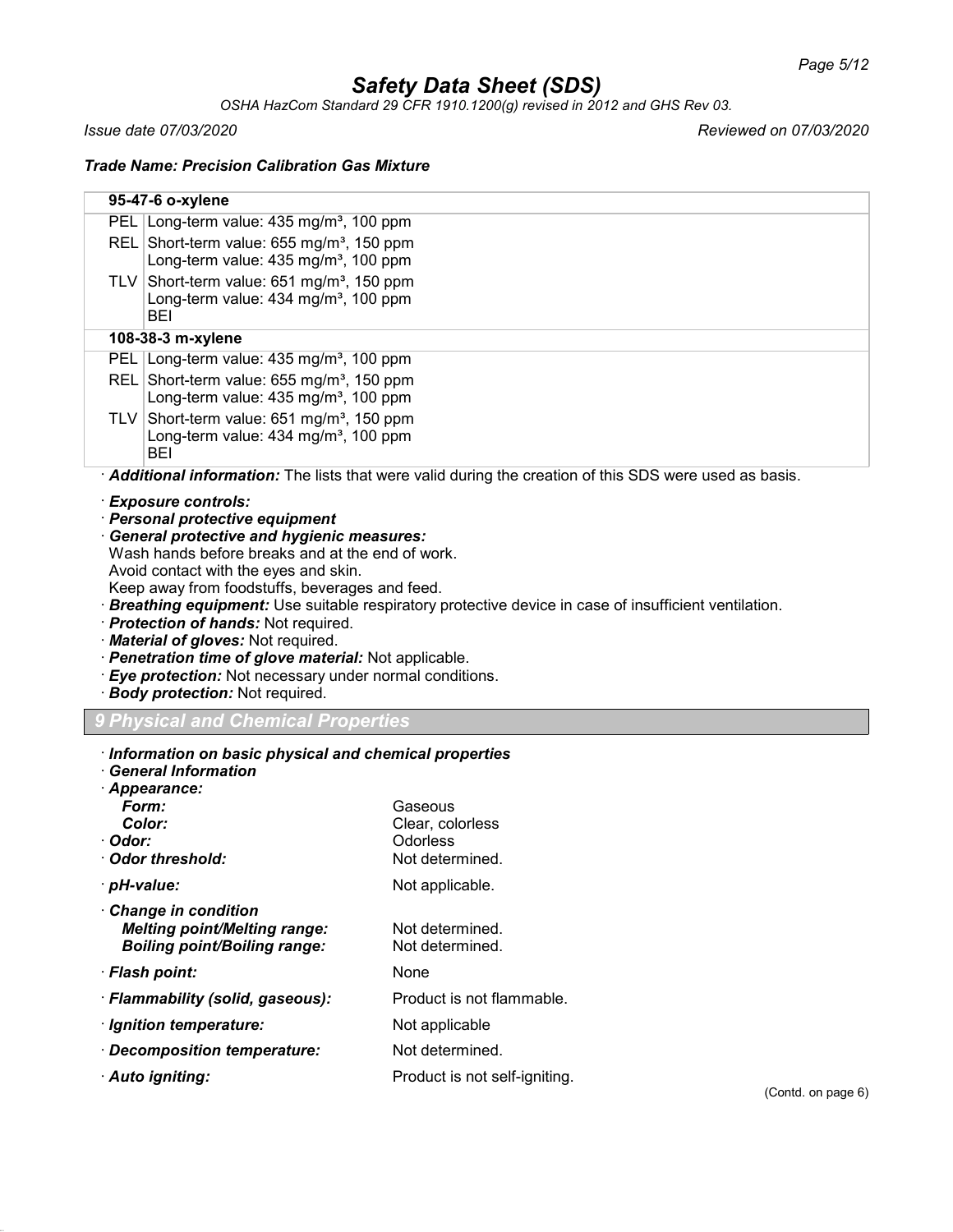| 95-47-6 o-xylene | |
|---|---|
| PEL | Long-term value: 435 mg/m³, 100 ppm |
| REL | Short-term value: 655 mg/m³, 150 ppm<br>Long-term value: 435 mg/m³, 100 ppm |
| TLV | Short-term value: 651 mg/m³, 150 ppm<br>Long-term value: 434 mg/m³, 100 ppm<br>BEI |
| **108-38-3 m-xylene** | |
| PEL | Long-term value: 435 mg/m³, 100 ppm |
| REL | Short-term value: 655 mg/m³, 150 ppm<br>Long-term value: 435 mg/m³, 100 ppm |
| TLV | Short-term value: 651 mg/m³, 150 ppm<br>Long-term value: 434 mg/m³, 100 ppm<br>BEI |

· ***Additional information:*** The lists that were valid during the creation of this SDS were used as basis.

· ***Exposure controls:***
· ***Personal protective equipment***
· ***General protective and hygienic measures:***
Wash hands before breaks and at the end of work.
Avoid contact with the eyes and skin.
Keep away from foodstuffs, beverages and feed.
· ***Breathing equipment:*** Use suitable respiratory protective device in case of insufficient ventilation.
· ***Protection of hands:*** Not required.
· ***Material of gloves:*** Not required.
· ***Penetration time of glove material:*** Not applicable.
· ***Eye protection:*** Not necessary under normal conditions.
· ***Body protection:*** Not required.

## 9 Physical and Chemical Properties

· ***Information on basic physical and chemical properties***
· ***General Information***

| | |
|---|---|
| · ***Appearance:*** | |
| ***Form:*** | Gaseous |
| ***Color:*** | Clear, colorless |
| · ***Odor:*** | Odorless |
| · ***Odor threshold:*** | Not determined. |
| · ***pH-value:*** | Not applicable. |
| · ***Change in condition*** | |
| ***Melting point/Melting range:*** | Not determined. |
| ***Boiling point/Boiling range:*** | Not determined. |
| · ***Flash point:*** | None |
| · ***Flammability (solid, gaseous):*** | Product is not flammable. |
| · ***Ignition temperature:*** | Not applicable |
| · ***Decomposition temperature:*** | Not determined. |
| · ***Auto igniting:*** | Product is not self-igniting. |

(Contd. on page 6)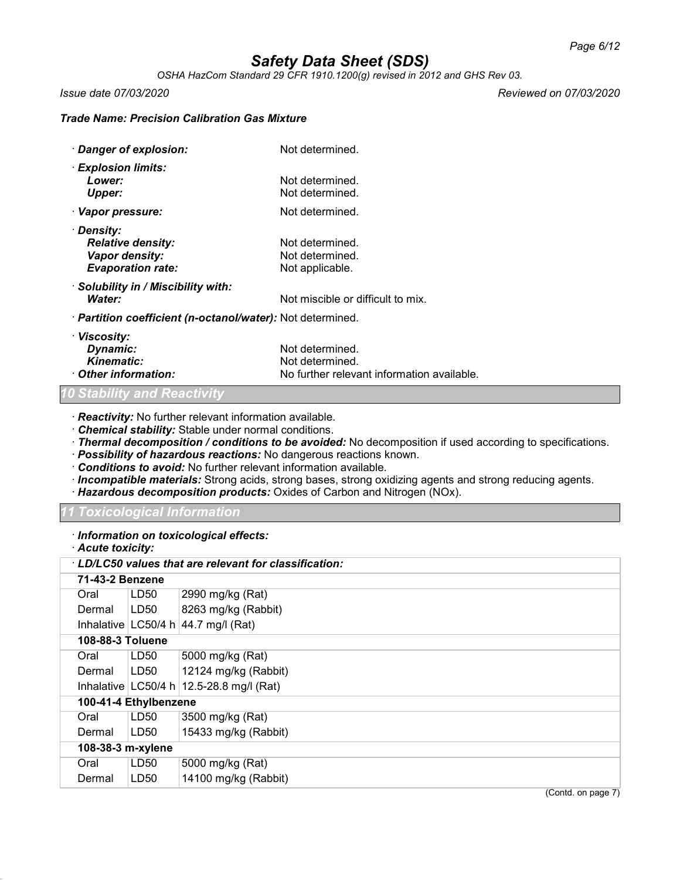· **Danger of explosion:** Not determined.

· **Explosion limits:**
  **Lower:** Not determined.
  **Upper:** Not determined.

· **Vapor pressure:** Not determined.

· **Density:**
  **Relative density:** Not determined.
  **Vapor density:** Not determined.
  **Evaporation rate:** Not applicable.

· **Solubility in / Miscibility with:**
  **Water:** Not miscible or difficult to mix.

· **Partition coefficient (n-octanol/water):** Not determined.

· **Viscosity:**
  **Dynamic:** Not determined.
  **Kinematic:** Not determined.

· **Other information:** No further relevant information available.

## 10 Stability and Reactivity

· **Reactivity:** No further relevant information available.
· **Chemical stability:** Stable under normal conditions.
· **Thermal decomposition / conditions to be avoided:** No decomposition if used according to specifications.
· **Possibility of hazardous reactions:** No dangerous reactions known.
· **Conditions to avoid:** No further relevant information available.
· **Incompatible materials:** Strong acids, strong bases, strong oxidizing agents and strong reducing agents.
· **Hazardous decomposition products:** Oxides of Carbon and Nitrogen (NOx).

## 11 Toxicological Information

· **Information on toxicological effects:**
· **Acute toxicity:**

| · **LD/LC50 values that are relevant for classification:** | | |
|---|---|---|
| **71-43-2 Benzene** | | |
| Oral | LD50 | 2990 mg/kg (Rat) |
| Dermal | LD50 | 8263 mg/kg (Rabbit) |
| Inhalative | LC50/4 h | 44.7 mg/l (Rat) |
| **108-88-3 Toluene** | | |
| Oral | LD50 | 5000 mg/kg (Rat) |
| Dermal | LD50 | 12124 mg/kg (Rabbit) |
| Inhalative | LC50/4 h | 12.5-28.8 mg/l (Rat) |
| **100-41-4 Ethylbenzene** | | |
| Oral | LD50 | 3500 mg/kg (Rat) |
| Dermal | LD50 | 15433 mg/kg (Rabbit) |
| **108-38-3 m-xylene** | | |
| Oral | LD50 | 5000 mg/kg (Rat) |
| Dermal | LD50 | 14100 mg/kg (Rabbit) |

(Contd. on page 7)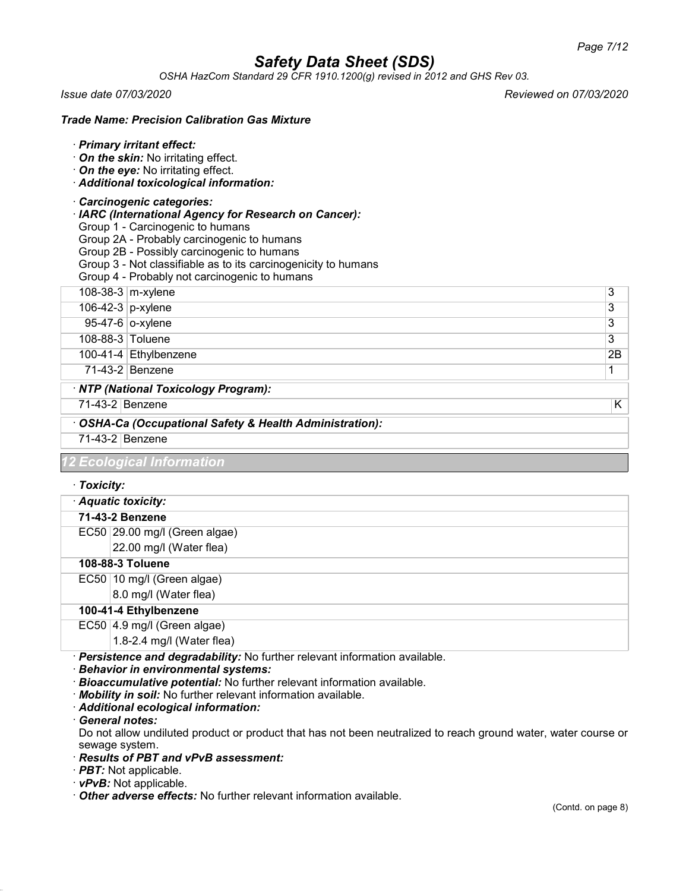**Trade Name: Precision Calibration Gas Mixture**

· ***Primary irritant effect:***
· ***On the skin:*** No irritating effect.
· ***On the eye:*** No irritating effect.
· ***Additional toxicological information:***

· ***Carcinogenic categories:***
· ***IARC (International Agency for Research on Cancer):***
Group 1 - Carcinogenic to humans
Group 2A - Probably carcinogenic to humans
Group 2B - Possibly carcinogenic to humans
Group 3 - Not classifiable as to its carcinogenicity to humans
Group 4 - Probably not carcinogenic to humans

| | | |
|---|---|---|
| 108-38-3 | m-xylene | 3 |
| 106-42-3 | p-xylene | 3 |
| 95-47-6 | o-xylene | 3 |
| 108-88-3 | Toluene | 3 |
| 100-41-4 | Ethylbenzene | 2B |
| 71-43-2 | Benzene | 1 |

· ***NTP (National Toxicology Program):***

| | | |
|---|---|---|
| 71-43-2 | Benzene | K |

· ***OSHA-Ca (Occupational Safety & Health Administration):***

| | |
|---|---|
| 71-43-2 | Benzene |

## 12 Ecological Information

· ***Toxicity:***

· ***Aquatic toxicity:***

| | |
|---|---|
| **71-43-2 Benzene** | |
| EC50 | 29.00 mg/l (Green algae) |
| | 22.00 mg/l (Water flea) |
| **108-88-3 Toluene** | |
| EC50 | 10 mg/l (Green algae) |
| | 8.0 mg/l (Water flea) |
| **100-41-4 Ethylbenzene** | |
| EC50 | 4.9 mg/l (Green algae) |
| | 1.8-2.4 mg/l (Water flea) |

· ***Persistence and degradability:*** No further relevant information available.
· ***Behavior in environmental systems:***
· ***Bioaccumulative potential:*** No further relevant information available.
· ***Mobility in soil:*** No further relevant information available.
· ***Additional ecological information:***
· ***General notes:***
Do not allow undiluted product or product that has not been neutralized to reach ground water, water course or sewage system.
· ***Results of PBT and vPvB assessment:***
· ***PBT:*** Not applicable.
· ***vPvB:*** Not applicable.
· ***Other adverse effects:*** No further relevant information available.

(Contd. on page 8)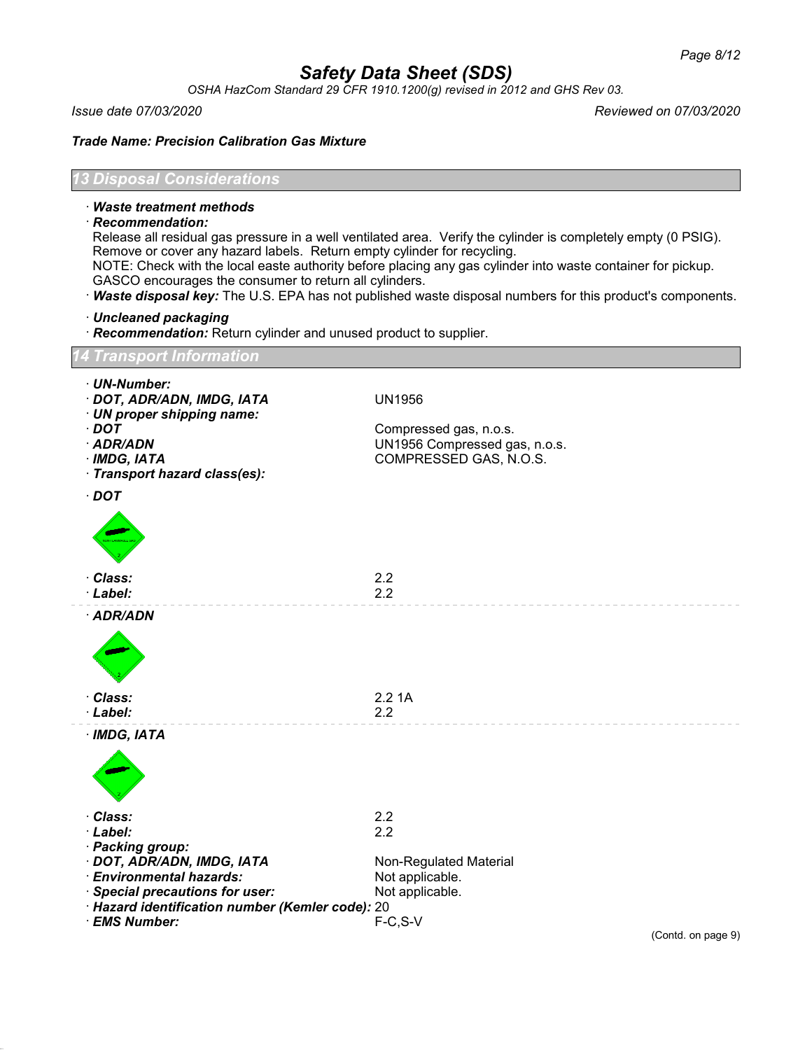## 13 Disposal Considerations

· ***Waste treatment methods***

· ***Recommendation:***

Release all residual gas pressure in a well ventilated area. Verify the cylinder is completely empty (0 PSIG). Remove or cover any hazard labels. Return empty cylinder for recycling.

NOTE: Check with the local easte authority before placing any gas cylinder into waste container for pickup. GASCO encourages the consumer to return all cylinders.

· ***Waste disposal key:*** The U.S. EPA has not published waste disposal numbers for this product's components.

· ***Uncleaned packaging***

· ***Recommendation:*** Return cylinder and unused product to supplier.

## 14 Transport Information

· ***UN-Number:***

· ***DOT, ADR/ADN, IMDG, IATA*** UN1956

· ***UN proper shipping name:***

· ***DOT*** Compressed gas, n.o.s.

· ***ADR/ADN*** UN1956 Compressed gas, n.o.s.

· ***IMDG, IATA*** COMPRESSED GAS, N.O.S.

· ***Transport hazard class(es):***

· ***DOT***

· ***Class:*** 2.2

· ***Label:*** 2.2

· ***ADR/ADN***

· ***Class:*** 2.2 1A

· ***Label:*** 2.2

· ***IMDG, IATA***

· ***Class:*** 2.2

· ***Label:*** 2.2

· ***Packing group:***

· ***DOT, ADR/ADN, IMDG, IATA*** Non-Regulated Material

· ***Environmental hazards:*** Not applicable.

· ***Special precautions for user:*** Not applicable.

· ***Hazard identification number (Kemler code):*** 20

· ***EMS Number:*** F-C,S-V

(Contd. on page 9)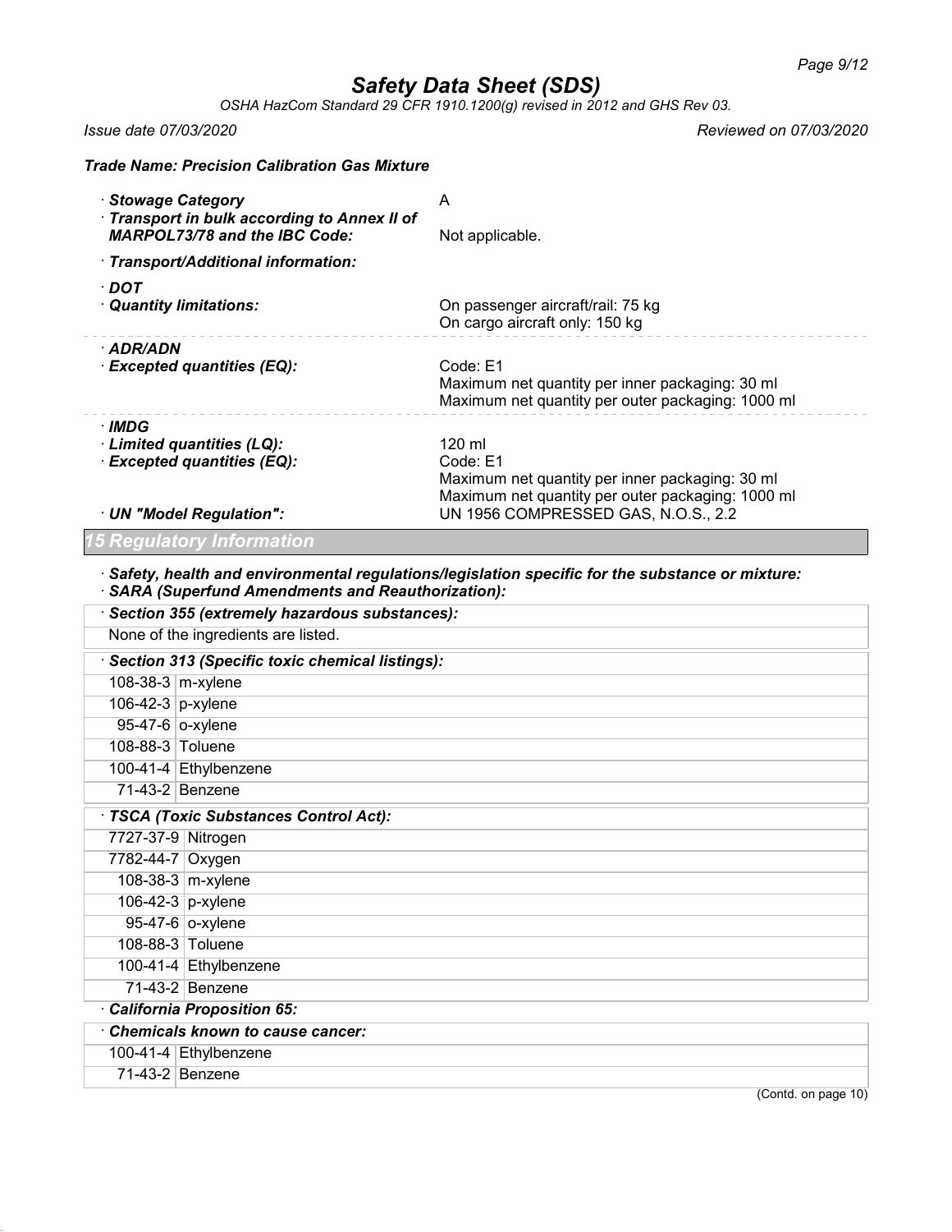# Safety Data Sheet (SDS)

*OSHA HazCom Standard 29 CFR 1910.1200(g) revised in 2012 and GHS Rev 03.*

*Issue date 07/03/2020* *Reviewed on 07/03/2020*

***Trade Name: Precision Calibration Gas Mixture***

· **Stowage Category** A

· **Transport in bulk according to Annex II of MARPOL73/78 and the IBC Code:** Not applicable.

· **Transport/Additional information:**

· **DOT**

· **Quantity limitations:** On passenger aircraft/rail: 75 kg
On cargo aircraft only: 150 kg

· **ADR/ADN**

· **Excepted quantities (EQ):** Code: E1
Maximum net quantity per inner packaging: 30 ml
Maximum net quantity per outer packaging: 1000 ml

· **IMDG**

· **Limited quantities (LQ):** 120 ml

· **Excepted quantities (EQ):** Code: E1
Maximum net quantity per inner packaging: 30 ml
Maximum net quantity per outer packaging: 1000 ml

· **UN "Model Regulation":** UN 1956 COMPRESSED GAS, N.O.S., 2.2

## 15 Regulatory Information

· ***Safety, health and environmental regulations/legislation specific for the substance or mixture:***

· ***SARA (Superfund Amendments and Reauthorization):***

· ***Section 355 (extremely hazardous substances):***

None of the ingredients are listed.

· ***Section 313 (Specific toxic chemical listings):***

| | |
|---|---|
| 108-38-3 | m-xylene |
| 106-42-3 | p-xylene |
| 95-47-6 | o-xylene |
| 108-88-3 | Toluene |
| 100-41-4 | Ethylbenzene |
| 71-43-2 | Benzene |

· ***TSCA (Toxic Substances Control Act):***

| | |
|---|---|
| 7727-37-9 | Nitrogen |
| 7782-44-7 | Oxygen |
| 108-38-3 | m-xylene |
| 106-42-3 | p-xylene |
| 95-47-6 | o-xylene |
| 108-88-3 | Toluene |
| 100-41-4 | Ethylbenzene |
| 71-43-2 | Benzene |

· ***California Proposition 65:***

· ***Chemicals known to cause cancer:***

| | |
|---|---|
| 100-41-4 | Ethylbenzene |
| 71-43-2 | Benzene |

(Contd. on page 10)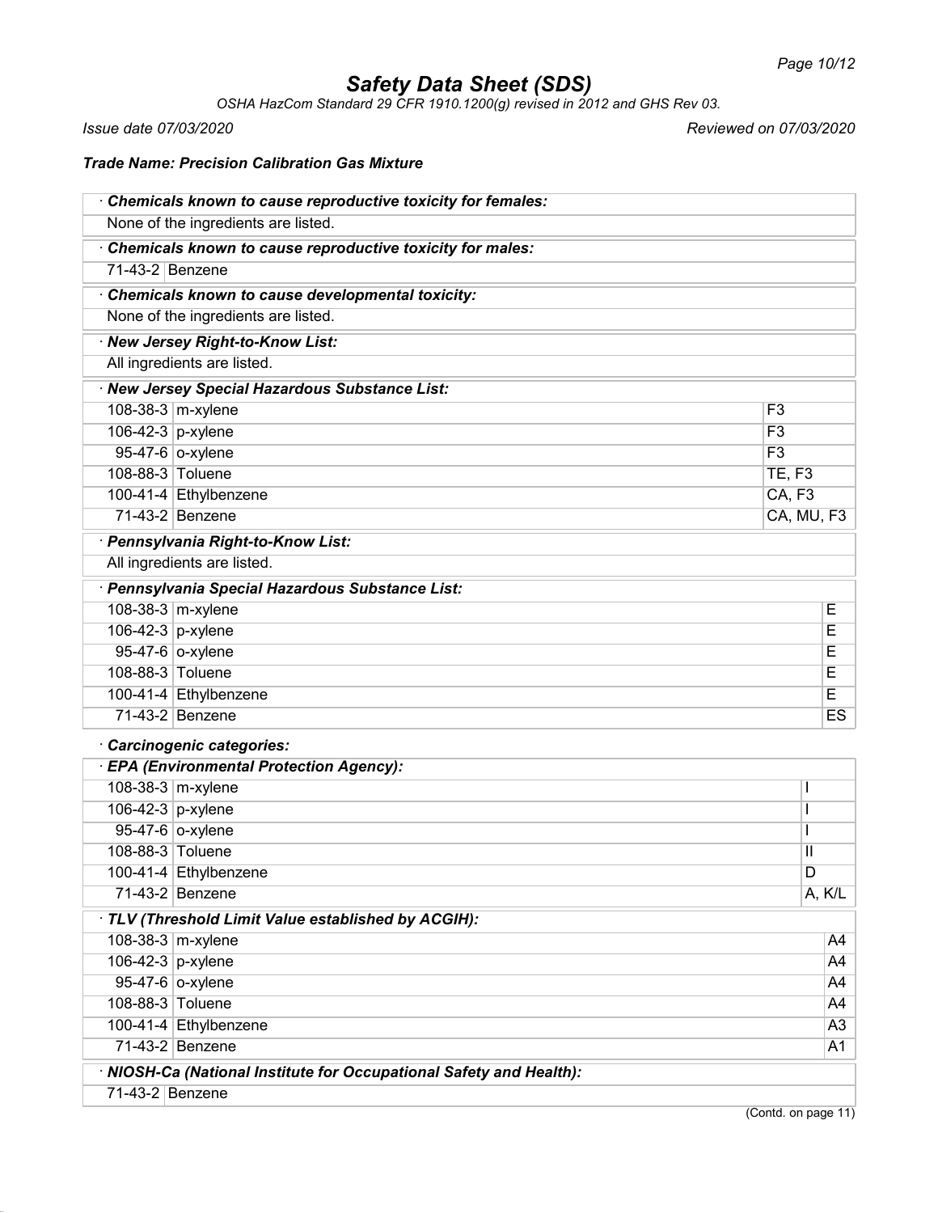# Safety Data Sheet (SDS)

*OSHA HazCom Standard 29 CFR 1910.1200(g) revised in 2012 and GHS Rev 03.*

*Issue date 07/03/2020* *Reviewed on 07/03/2020*

***Trade Name: Precision Calibration Gas Mixture***

**· Chemicals known to cause reproductive toxicity for females:**

None of the ingredients are listed.

**· Chemicals known to cause reproductive toxicity for males:**

| | |
|---|---|
| 71-43-2 | Benzene |

**· Chemicals known to cause developmental toxicity:**

None of the ingredients are listed.

**· New Jersey Right-to-Know List:**

All ingredients are listed.

**· New Jersey Special Hazardous Substance List:**

| | | |
|---|---|---|
| 108-38-3 | m-xylene | F3 |
| 106-42-3 | p-xylene | F3 |
| 95-47-6 | o-xylene | F3 |
| 108-88-3 | Toluene | TE, F3 |
| 100-41-4 | Ethylbenzene | CA, F3 |
| 71-43-2 | Benzene | CA, MU, F3 |

**· Pennsylvania Right-to-Know List:**

All ingredients are listed.

**· Pennsylvania Special Hazardous Substance List:**

| | | |
|---|---|---|
| 108-38-3 | m-xylene | E |
| 106-42-3 | p-xylene | E |
| 95-47-6 | o-xylene | E |
| 108-88-3 | Toluene | E |
| 100-41-4 | Ethylbenzene | E |
| 71-43-2 | Benzene | ES |

**· Carcinogenic categories:**

**· EPA (Environmental Protection Agency):**

| | | |
|---|---|---|
| 108-38-3 | m-xylene | I |
| 106-42-3 | p-xylene | I |
| 95-47-6 | o-xylene | I |
| 108-88-3 | Toluene | II |
| 100-41-4 | Ethylbenzene | D |
| 71-43-2 | Benzene | A, K/L |

**· TLV (Threshold Limit Value established by ACGIH):**

| | | |
|---|---|---|
| 108-38-3 | m-xylene | A4 |
| 106-42-3 | p-xylene | A4 |
| 95-47-6 | o-xylene | A4 |
| 108-88-3 | Toluene | A4 |
| 100-41-4 | Ethylbenzene | A3 |
| 71-43-2 | Benzene | A1 |

**· NIOSH-Ca (National Institute for Occupational Safety and Health):**

| | |
|---|---|
| 71-43-2 | Benzene |

(Contd. on page 11)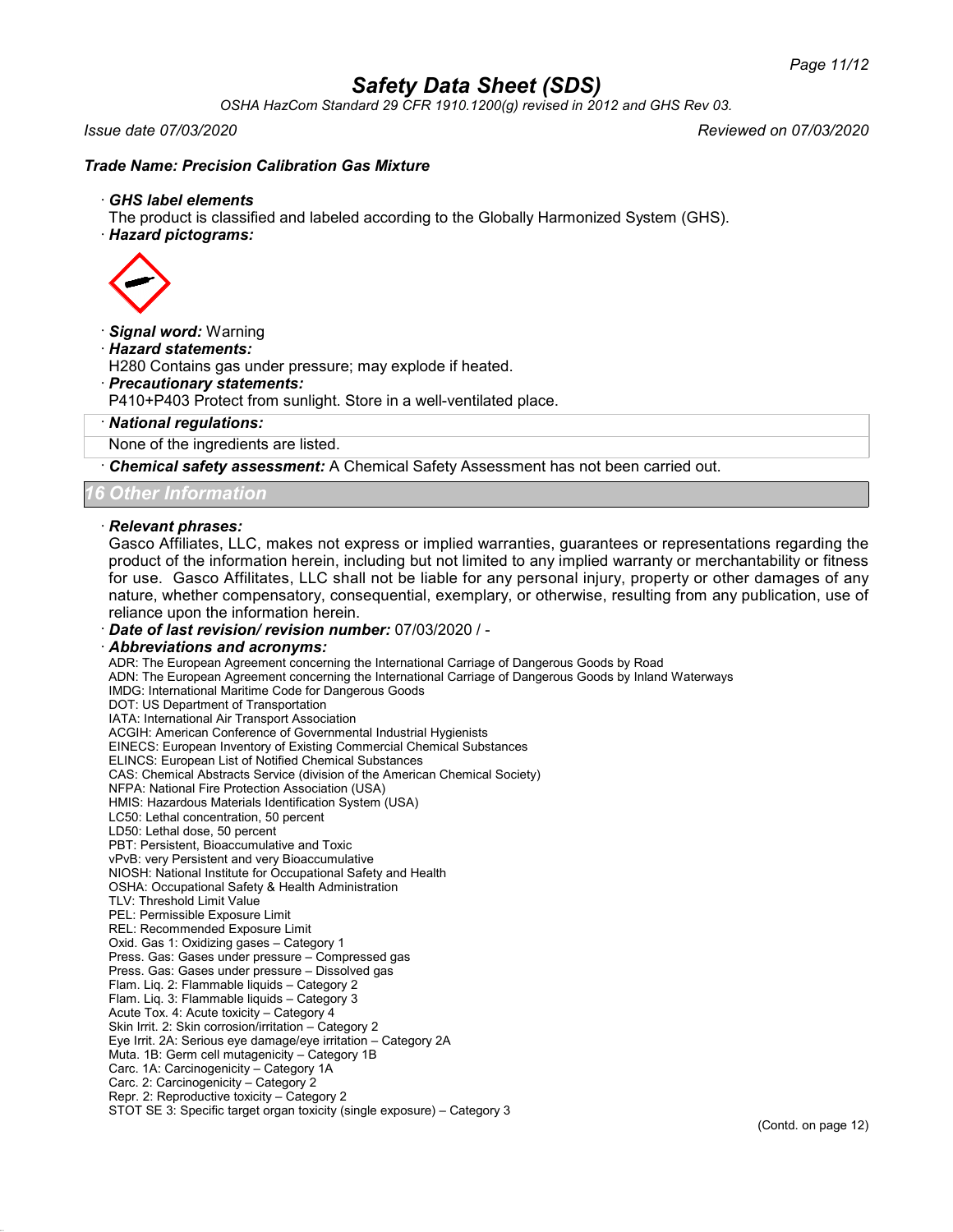## Trade Name: Precision Calibration Gas Mixture

· **GHS label elements**

The product is classified and labeled according to the Globally Harmonized System (GHS).

· **Hazard pictograms:**

· **Signal word:** Warning

· **Hazard statements:**

H280 Contains gas under pressure; may explode if heated.

· **Precautionary statements:**

P410+P403 Protect from sunlight. Store in a well-ventilated place.

· **National regulations:**

None of the ingredients are listed.

· **Chemical safety assessment:** A Chemical Safety Assessment has not been carried out.

## 16 Other Information

· **Relevant phrases:**

Gasco Affiliates, LLC, makes not express or implied warranties, guarantees or representations regarding the product of the information herein, including but not limited to any implied warranty or merchantability or fitness for use. Gasco Affiliates, LLC shall not be liable for any personal injury, property or other damages of any nature, whether compensatory, consequential, exemplary, or otherwise, resulting from any publication, use of reliance upon the information herein.

· **Date of last revision/ revision number:** 07/03/2020 / -

· **Abbreviations and acronyms:**

ADR: The European Agreement concerning the International Carriage of Dangerous Goods by Road
ADN: The European Agreement concerning the International Carriage of Dangerous Goods by Inland Waterways
IMDG: International Maritime Code for Dangerous Goods
DOT: US Department of Transportation
IATA: International Air Transport Association
ACGIH: American Conference of Governmental Industrial Hygienists
EINECS: European Inventory of Existing Commercial Chemical Substances
ELINCS: European List of Notified Chemical Substances
CAS: Chemical Abstracts Service (division of the American Chemical Society)
NFPA: National Fire Protection Association (USA)
HMIS: Hazardous Materials Identification System (USA)
LC50: Lethal concentration, 50 percent
LD50: Lethal dose, 50 percent
PBT: Persistent, Bioaccumulative and Toxic
vPvB: very Persistent and very Bioaccumulative
NIOSH: National Institute for Occupational Safety and Health
OSHA: Occupational Safety & Health Administration
TLV: Threshold Limit Value
PEL: Permissible Exposure Limit
REL: Recommended Exposure Limit
Oxid. Gas 1: Oxidizing gases – Category 1
Press. Gas: Gases under pressure – Compressed gas
Press. Gas: Gases under pressure – Dissolved gas
Flam. Liq. 2: Flammable liquids – Category 2
Flam. Liq. 3: Flammable liquids – Category 3
Acute Tox. 4: Acute toxicity – Category 4
Skin Irrit. 2: Skin corrosion/irritation – Category 2
Eye Irrit. 2A: Serious eye damage/eye irritation – Category 2A
Muta. 1B: Germ cell mutagenicity – Category 1B
Carc. 1A: Carcinogenicity – Category 1A
Carc. 2: Carcinogenicity – Category 2
Repr. 2: Reproductive toxicity – Category 2
STOT SE 3: Specific target organ toxicity (single exposure) – Category 3

(Contd. on page 12)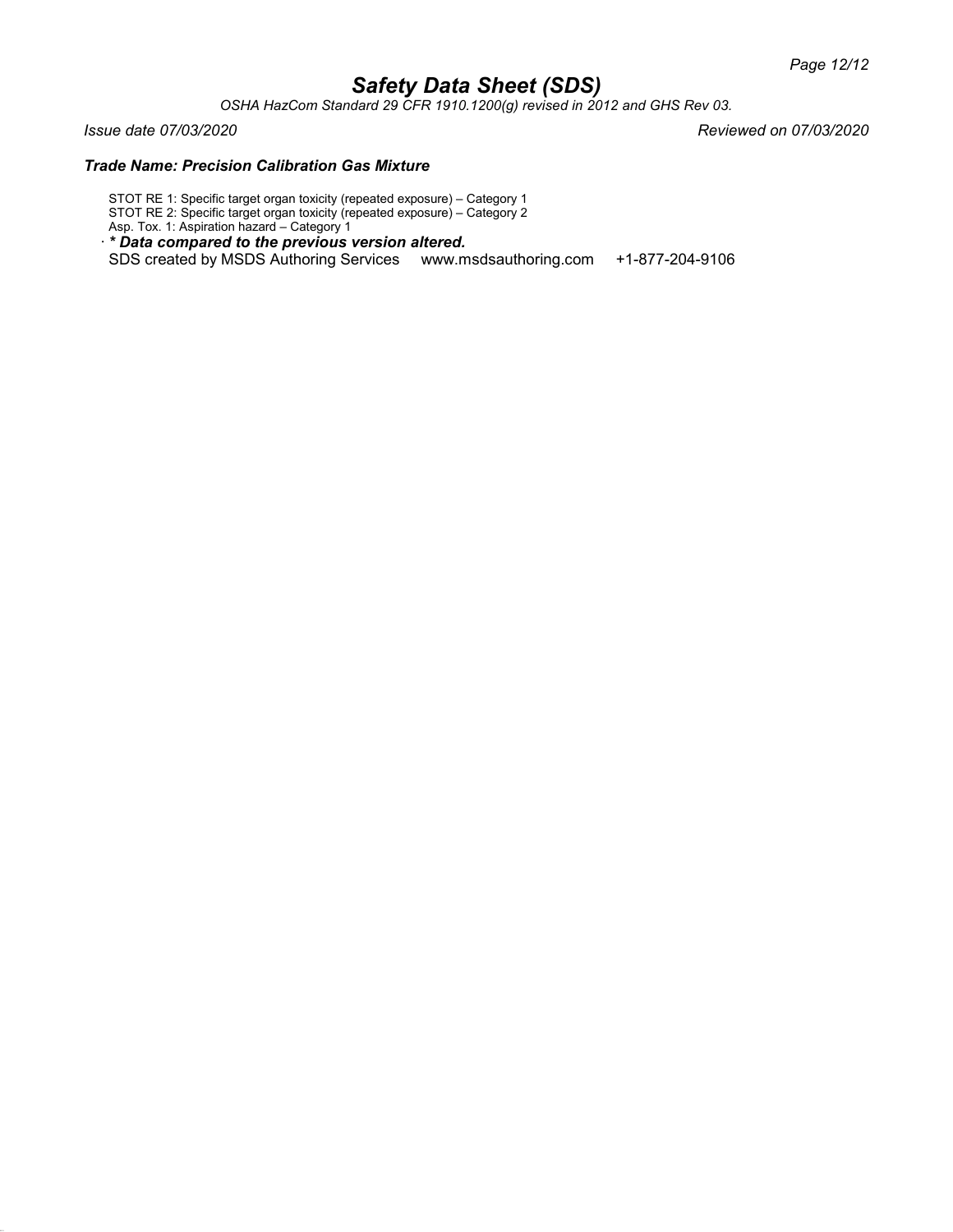STOT RE 1: Specific target organ toxicity (repeated exposure) – Category 1
STOT RE 2: Specific target organ toxicity (repeated exposure) – Category 2
Asp. Tox. 1: Aspiration hazard – Category 1

· ***\* Data compared to the previous version altered.***

SDS created by MSDS Authoring Services www.msdsauthoring.com +1-877-204-9106